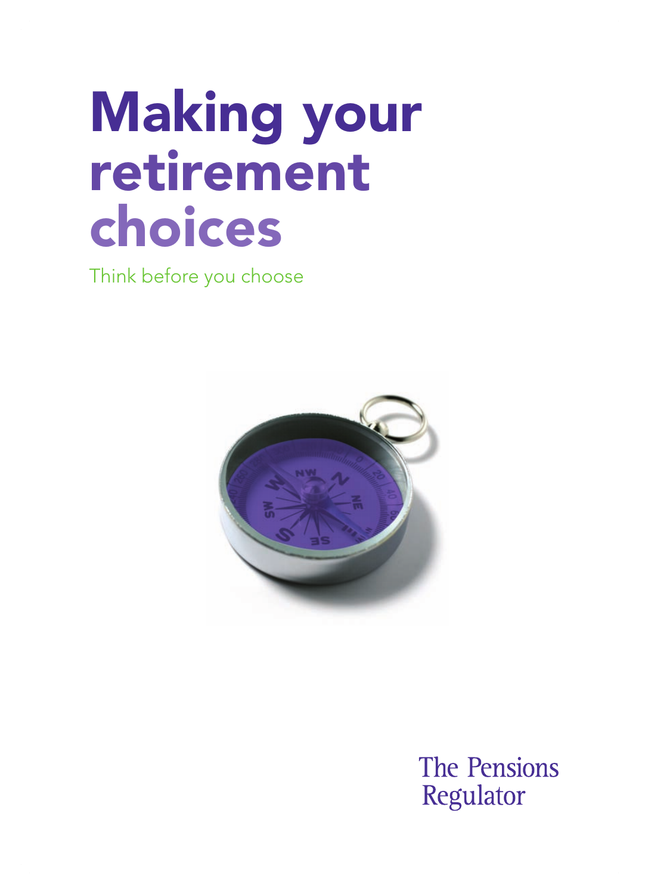# Making your retirement choices

Think before you choose

The Pensions Regulator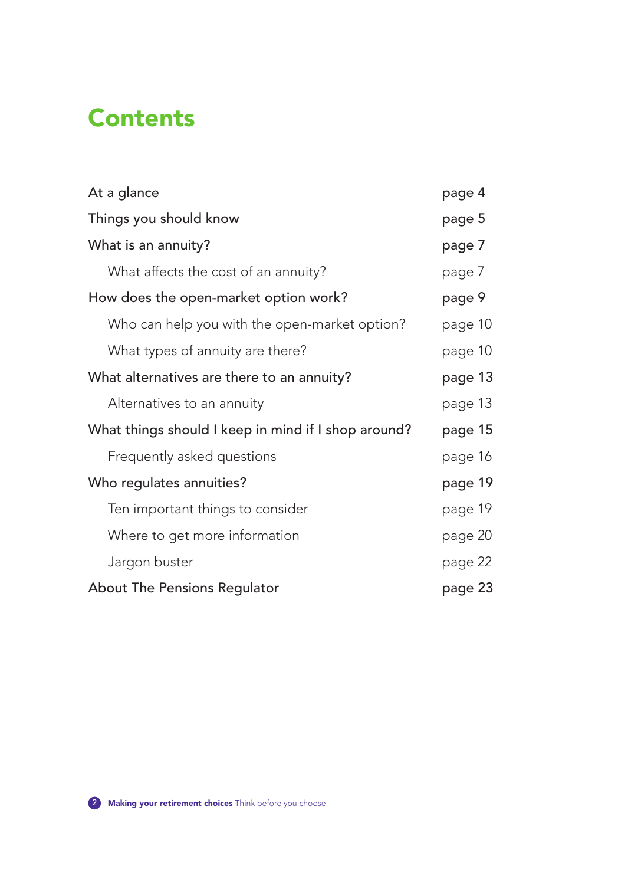# Contents

| | |
|---|---|
| **At a glance** | **page 4** |
| **Things you should know** | **page 5** |
| **What is an annuity?** | **page 7** |
| What affects the cost of an annuity? | page 7 |
| **How does the open-market option work?** | **page 9** |
| Who can help you with the open-market option? | page 10 |
| What types of annuity are there? | page 10 |
| **What alternatives are there to an annuity?** | **page 13** |
| Alternatives to an annuity | page 13 |
| **What things should I keep in mind if I shop around?** | **page 15** |
| Frequently asked questions | page 16 |
| **Who regulates annuities?** | **page 19** |
| Ten important things to consider | page 19 |
| Where to get more information | page 20 |
| Jargon buster | page 22 |
| **About The Pensions Regulator** | **page 23** |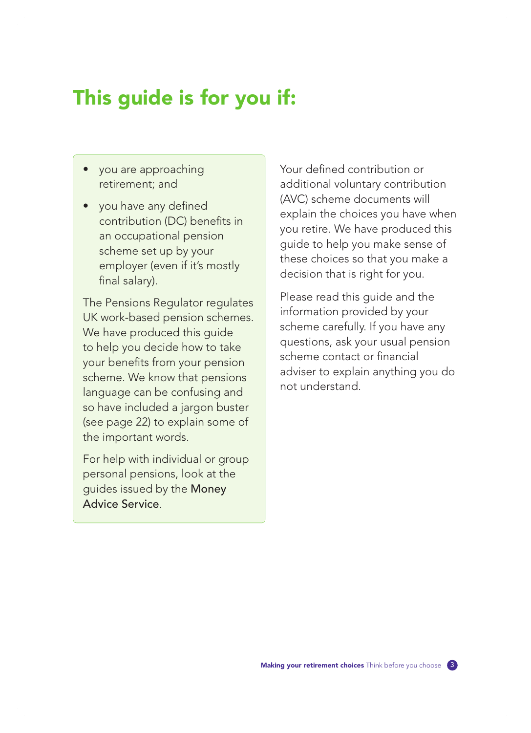# This guide is for you if:

- you are approaching retirement; and
- you have any defined contribution (DC) benefits in an occupational pension scheme set up by your employer (even if it's mostly final salary).

The Pensions Regulator regulates UK work-based pension schemes. We have produced this guide to help you decide how to take your benefits from your pension scheme. We know that pensions language can be confusing and so have included a jargon buster (see page 22) to explain some of the important words.

For help with individual or group personal pensions, look at the guides issued by the **Money Advice Service**.

Your defined contribution or additional voluntary contribution (AVC) scheme documents will explain the choices you have when you retire. We have produced this guide to help you make sense of these choices so that you make a decision that is right for you.

Please read this guide and the information provided by your scheme carefully. If you have any questions, ask your usual pension scheme contact or financial adviser to explain anything you do not understand.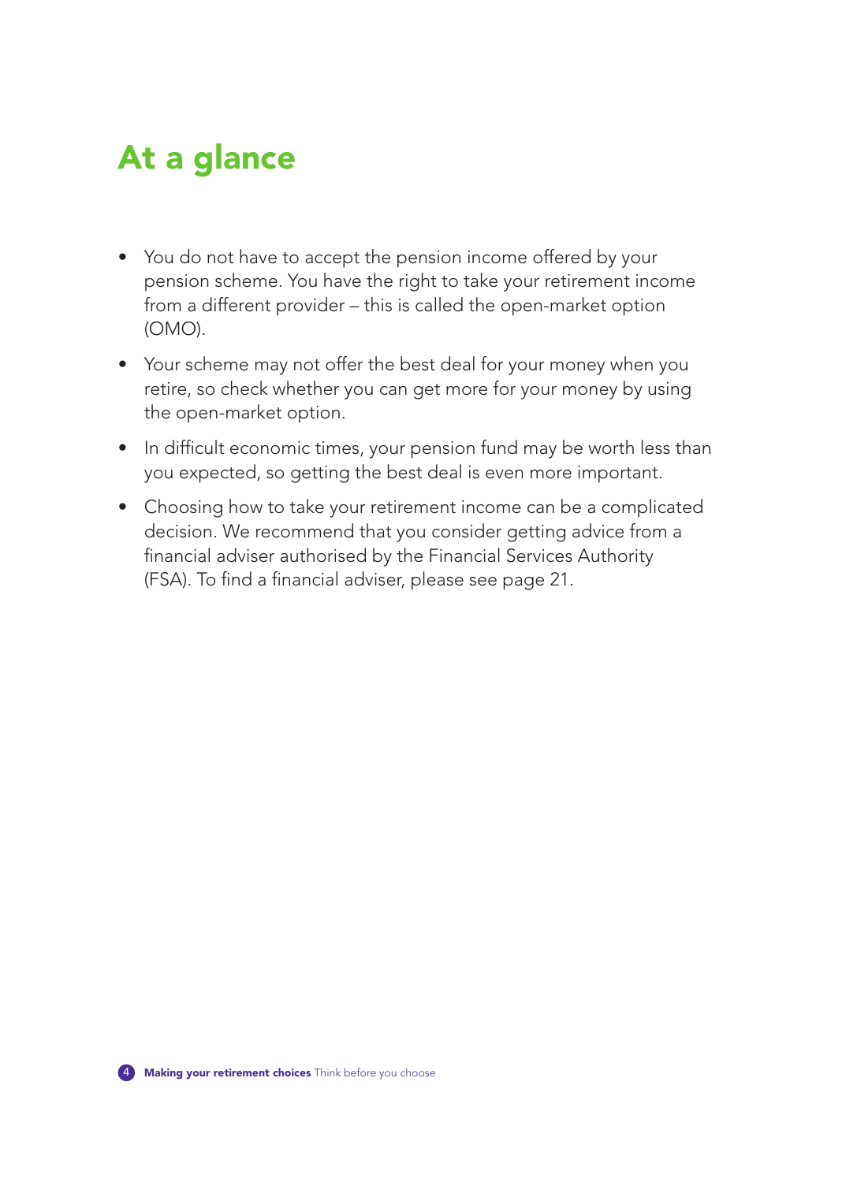# At a glance

- You do not have to accept the pension income offered by your pension scheme. You have the right to take your retirement income from a different provider – this is called the open-market option (OMO).
- Your scheme may not offer the best deal for your money when you retire, so check whether you can get more for your money by using the open-market option.
- In difficult economic times, your pension fund may be worth less than you expected, so getting the best deal is even more important.
- Choosing how to take your retirement income can be a complicated decision. We recommend that you consider getting advice from a financial adviser authorised by the Financial Services Authority (FSA). To find a financial adviser, please see page 21.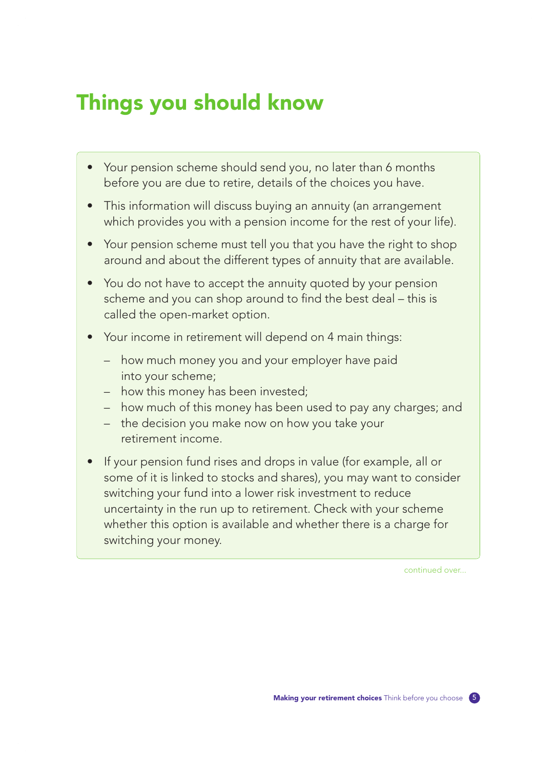# Things you should know

- Your pension scheme should send you, no later than 6 months before you are due to retire, details of the choices you have.
- This information will discuss buying an annuity (an arrangement which provides you with a pension income for the rest of your life).
- Your pension scheme must tell you that you have the right to shop around and about the different types of annuity that are available.
- You do not have to accept the annuity quoted by your pension scheme and you can shop around to find the best deal – this is called the open-market option.
- Your income in retirement will depend on 4 main things:
  - how much money you and your employer have paid into your scheme;
  - how this money has been invested;
  - how much of this money has been used to pay any charges; and
  - the decision you make now on how you take your retirement income.
- If your pension fund rises and drops in value (for example, all or some of it is linked to stocks and shares), you may want to consider switching your fund into a lower risk investment to reduce uncertainty in the run up to retirement. Check with your scheme whether this option is available and whether there is a charge for switching your money.

continued over...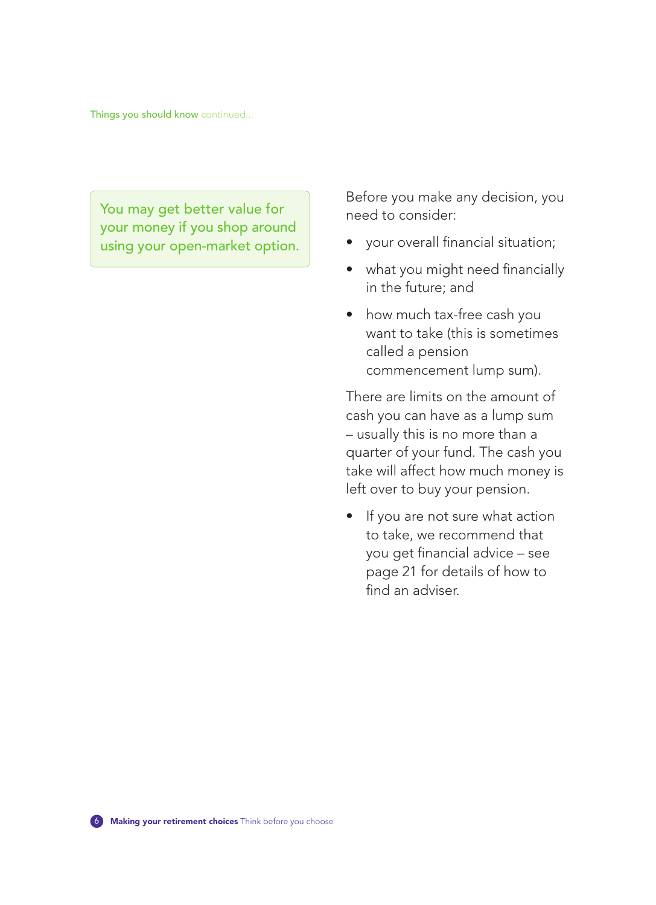You may get better value for your money if you shop around using your open-market option.

Before you make any decision, you need to consider:

- your overall financial situation;
- what you might need financially in the future; and
- how much tax-free cash you want to take (this is sometimes called a pension commencement lump sum).

There are limits on the amount of cash you can have as a lump sum – usually this is no more than a quarter of your fund. The cash you take will affect how much money is left over to buy your pension.

- If you are not sure what action to take, we recommend that you get financial advice – see page 21 for details of how to find an adviser.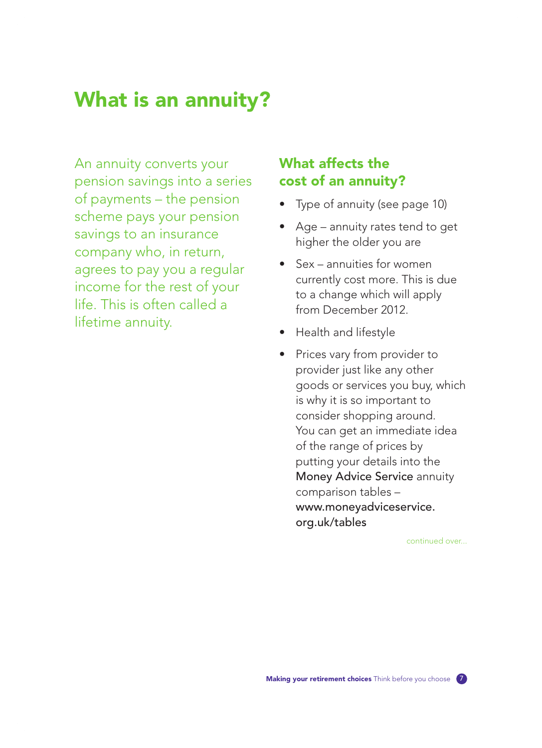# What is an annuity?

An annuity converts your pension savings into a series of payments – the pension scheme pays your pension savings to an insurance company who, in return, agrees to pay you a regular income for the rest of your life. This is often called a lifetime annuity.

## What affects the cost of an annuity?

- Type of annuity (see page 10)
- Age – annuity rates tend to get higher the older you are
- Sex – annuities for women currently cost more. This is due to a change which will apply from December 2012.
- Health and lifestyle
- Prices vary from provider to provider just like any other goods or services you buy, which is why it is so important to consider shopping around. You can get an immediate idea of the range of prices by putting your details into the **Money Advice Service** annuity comparison tables – **www.moneyadviceservice.org.uk/tables**

continued over...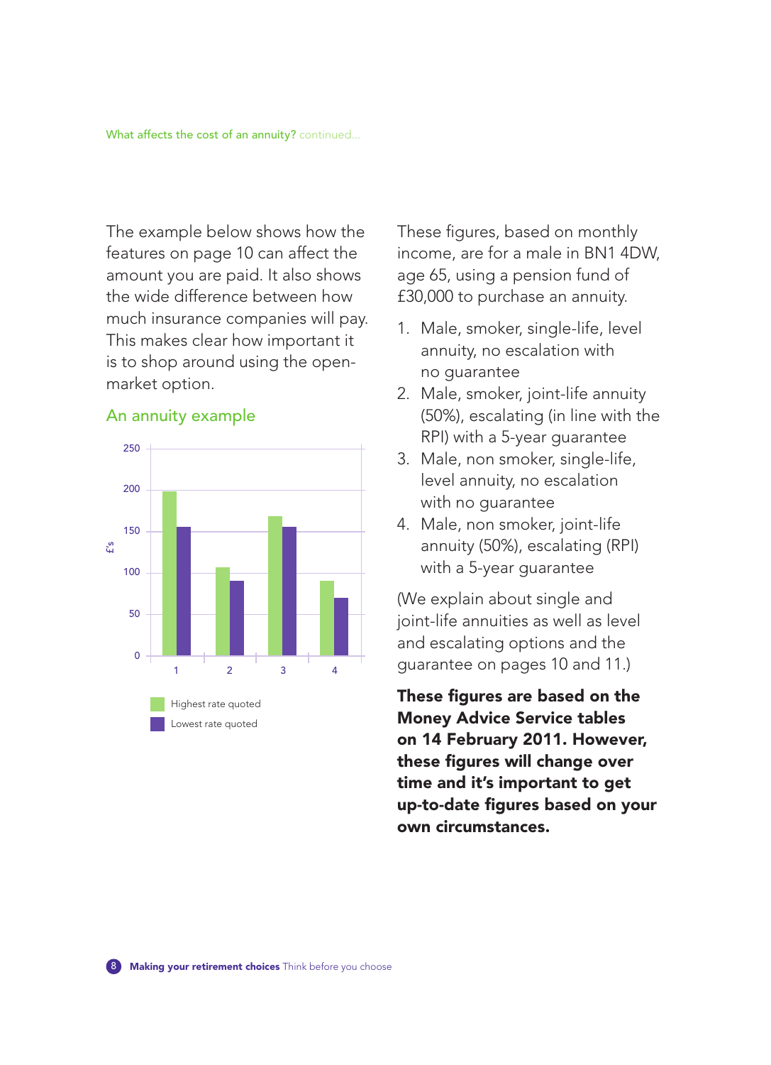What affects the cost of an annuity? continued...

The example below shows how the features on page 10 can affect the amount you are paid. It also shows the wide difference between how much insurance companies will pay. This makes clear how important it is to shop around using the open-market option.

## An annuity example

| | Highest rate quoted (£'s) | Lowest rate quoted (£'s) |
|---|---|---|
| 1 | 198 | 155 |
| 2 | 106 | 90 |
| 3 | 168 | 155 |
| 4 | 90 | 70 |

These figures, based on monthly income, are for a male in BN1 4DW, age 65, using a pension fund of £30,000 to purchase an annuity.

1. Male, smoker, single-life, level annuity, no escalation with no guarantee
2. Male, smoker, joint-life annuity (50%), escalating (in line with the RPI) with a 5-year guarantee
3. Male, non smoker, single-life, level annuity, no escalation with no guarantee
4. Male, non smoker, joint-life annuity (50%), escalating (RPI) with a 5-year guarantee

(We explain about single and joint-life annuities as well as level and escalating options and the guarantee on pages 10 and 11.)

**These figures are based on the Money Advice Service tables on 14 February 2011. However, these figures will change over time and it's important to get up-to-date figures based on your own circumstances.**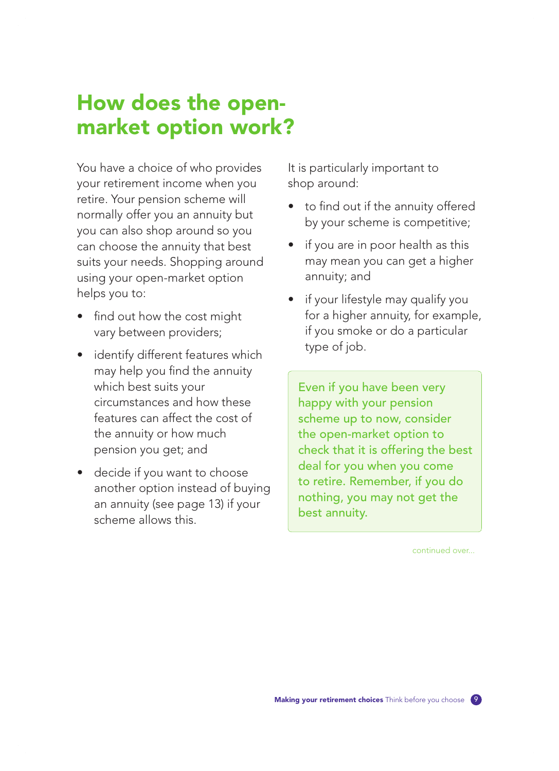# How does the open-market option work?

You have a choice of who provides your retirement income when you retire. Your pension scheme will normally offer you an annuity but you can also shop around so you can choose the annuity that best suits your needs. Shopping around using your open-market option helps you to:

- find out how the cost might vary between providers;
- identify different features which may help you find the annuity which best suits your circumstances and how these features can affect the cost of the annuity or how much pension you get; and
- decide if you want to choose another option instead of buying an annuity (see page 13) if your scheme allows this.

It is particularly important to shop around:

- to find out if the annuity offered by your scheme is competitive;
- if you are in poor health as this may mean you can get a higher annuity; and
- if your lifestyle may qualify you for a higher annuity, for example, if you smoke or do a particular type of job.

Even if you have been very happy with your pension scheme up to now, consider the open-market option to check that it is offering the best deal for you when you come to retire. Remember, if you do nothing, you may not get the best annuity.

continued over...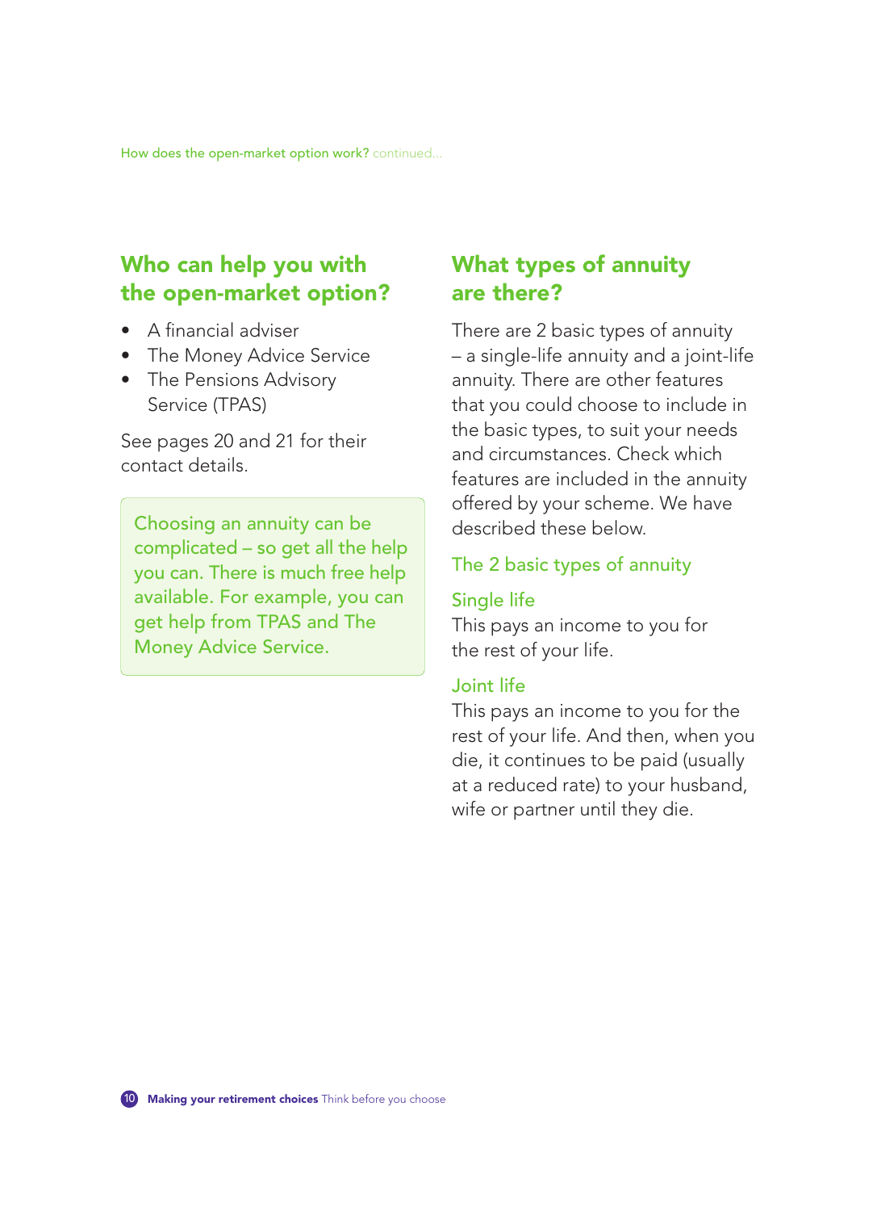## Who can help you with the open-market option?

- A financial adviser
- The Money Advice Service
- The Pensions Advisory Service (TPAS)

See pages 20 and 21 for their contact details.

Choosing an annuity can be complicated – so get all the help you can. There is much free help available. For example, you can get help from TPAS and The Money Advice Service.

## What types of annuity are there?

There are 2 basic types of annuity – a single-life annuity and a joint-life annuity. There are other features that you could choose to include in the basic types, to suit your needs and circumstances. Check which features are included in the annuity offered by your scheme. We have described these below.

### The 2 basic types of annuity

#### Single life

This pays an income to you for the rest of your life.

#### Joint life

This pays an income to you for the rest of your life. And then, when you die, it continues to be paid (usually at a reduced rate) to your husband, wife or partner until they die.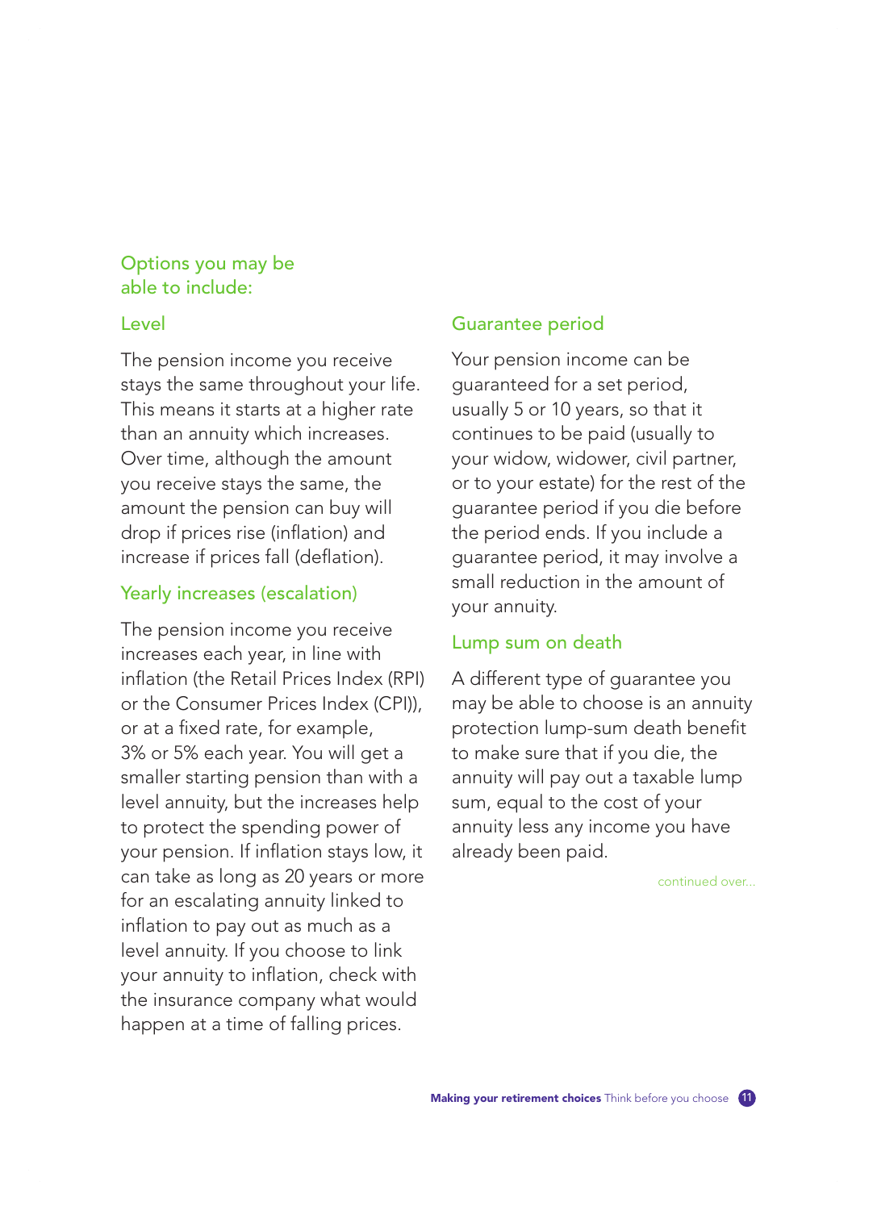## Options you may be able to include:

### Level

The pension income you receive stays the same throughout your life. This means it starts at a higher rate than an annuity which increases. Over time, although the amount you receive stays the same, the amount the pension can buy will drop if prices rise (inflation) and increase if prices fall (deflation).

### Yearly increases (escalation)

The pension income you receive increases each year, in line with inflation (the Retail Prices Index (RPI) or the Consumer Prices Index (CPI)), or at a fixed rate, for example, 3% or 5% each year. You will get a smaller starting pension than with a level annuity, but the increases help to protect the spending power of your pension. If inflation stays low, it can take as long as 20 years or more for an escalating annuity linked to inflation to pay out as much as a level annuity. If you choose to link your annuity to inflation, check with the insurance company what would happen at a time of falling prices.

### Guarantee period

Your pension income can be guaranteed for a set period, usually 5 or 10 years, so that it continues to be paid (usually to your widow, widower, civil partner, or to your estate) for the rest of the guarantee period if you die before the period ends. If you include a guarantee period, it may involve a small reduction in the amount of your annuity.

### Lump sum on death

A different type of guarantee you may be able to choose is an annuity protection lump-sum death benefit to make sure that if you die, the annuity will pay out a taxable lump sum, equal to the cost of your annuity less any income you have already been paid.

continued over...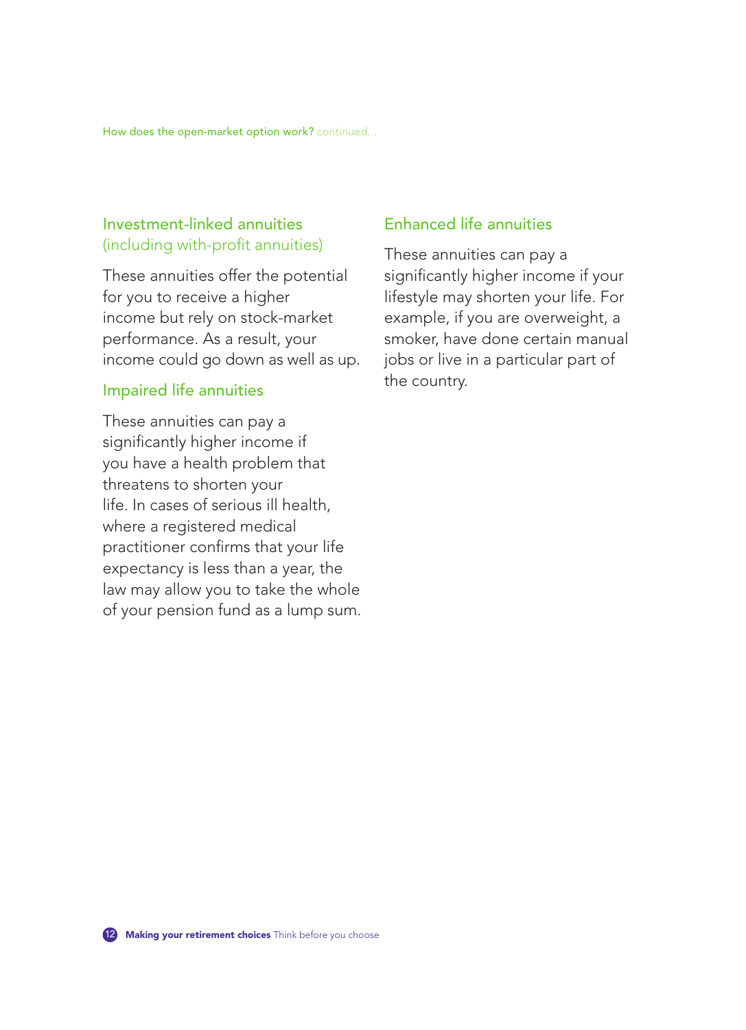## Investment-linked annuities (including with-profit annuities)

These annuities offer the potential for you to receive a higher income but rely on stock-market performance. As a result, your income could go down as well as up.

## Impaired life annuities

These annuities can pay a significantly higher income if you have a health problem that threatens to shorten your life. In cases of serious ill health, where a registered medical practitioner confirms that your life expectancy is less than a year, the law may allow you to take the whole of your pension fund as a lump sum.

## Enhanced life annuities

These annuities can pay a significantly higher income if your lifestyle may shorten your life. For example, if you are overweight, a smoker, have done certain manual jobs or live in a particular part of the country.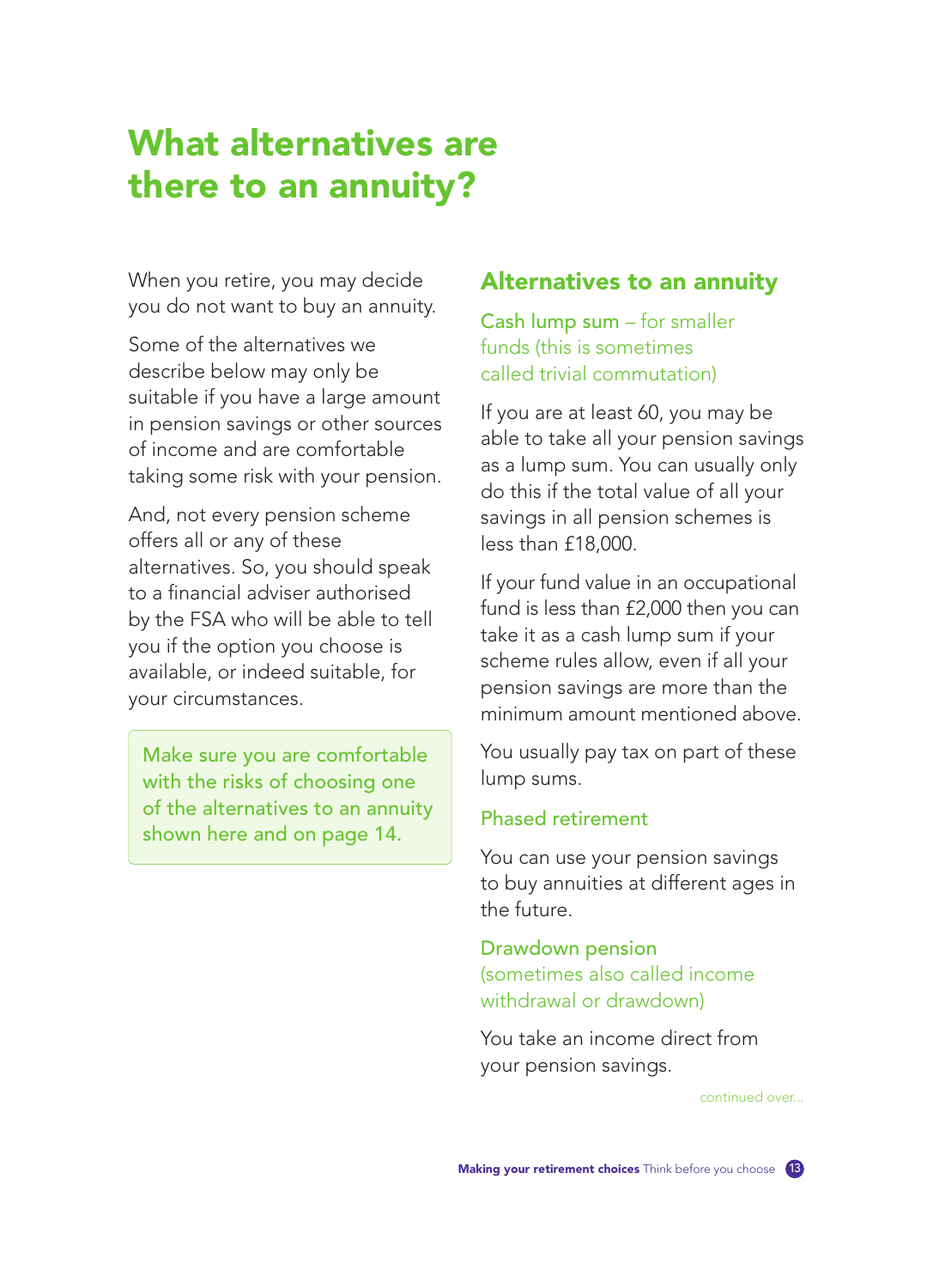# What alternatives are there to an annuity?

When you retire, you may decide you do not want to buy an annuity.

Some of the alternatives we describe below may only be suitable if you have a large amount in pension savings or other sources of income and are comfortable taking some risk with your pension.

And, not every pension scheme offers all or any of these alternatives. So, you should speak to a financial adviser authorised by the FSA who will be able to tell you if the option you choose is available, or indeed suitable, for your circumstances.

> Make sure you are comfortable with the risks of choosing one of the alternatives to an annuity shown here and on page 14.

## Alternatives to an annuity

### Cash lump sum – for smaller funds (this is sometimes called trivial commutation)

If you are at least 60, you may be able to take all your pension savings as a lump sum. You can usually only do this if the total value of all your savings in all pension schemes is less than £18,000.

If your fund value in an occupational fund is less than £2,000 then you can take it as a cash lump sum if your scheme rules allow, even if all your pension savings are more than the minimum amount mentioned above.

You usually pay tax on part of these lump sums.

### Phased retirement

You can use your pension savings to buy annuities at different ages in the future.

### Drawdown pension (sometimes also called income withdrawal or drawdown)

You take an income direct from your pension savings.

continued over...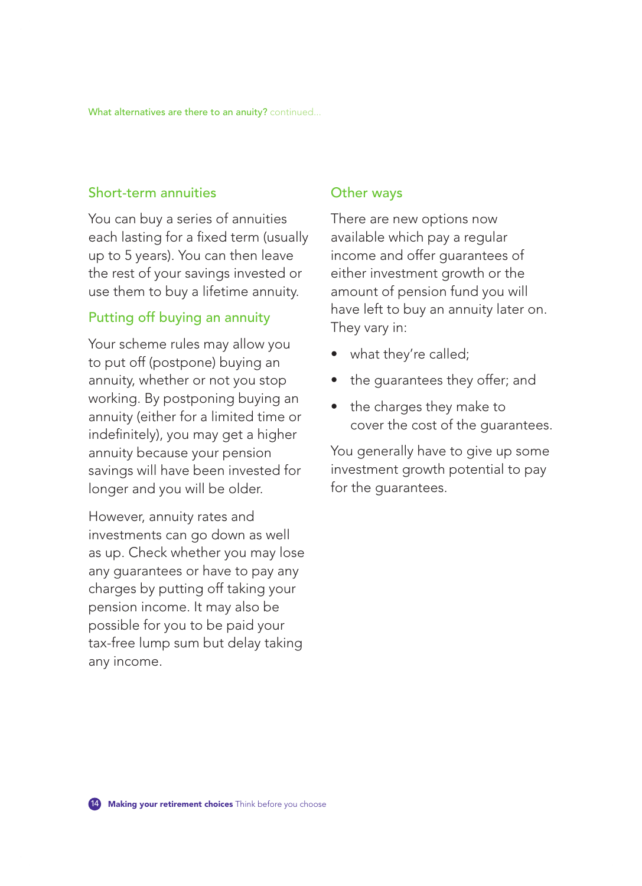What alternatives are there to an anuity? continued...

## Short-term annuities

You can buy a series of annuities each lasting for a fixed term (usually up to 5 years). You can then leave the rest of your savings invested or use them to buy a lifetime annuity.

## Putting off buying an annuity

Your scheme rules may allow you to put off (postpone) buying an annuity, whether or not you stop working. By postponing buying an annuity (either for a limited time or indefinitely), you may get a higher annuity because your pension savings will have been invested for longer and you will be older.

However, annuity rates and investments can go down as well as up. Check whether you may lose any guarantees or have to pay any charges by putting off taking your pension income. It may also be possible for you to be paid your tax-free lump sum but delay taking any income.

## Other ways

There are new options now available which pay a regular income and offer guarantees of either investment growth or the amount of pension fund you will have left to buy an annuity later on. They vary in:

- what they're called;
- the guarantees they offer; and
- the charges they make to cover the cost of the guarantees.

You generally have to give up some investment growth potential to pay for the guarantees.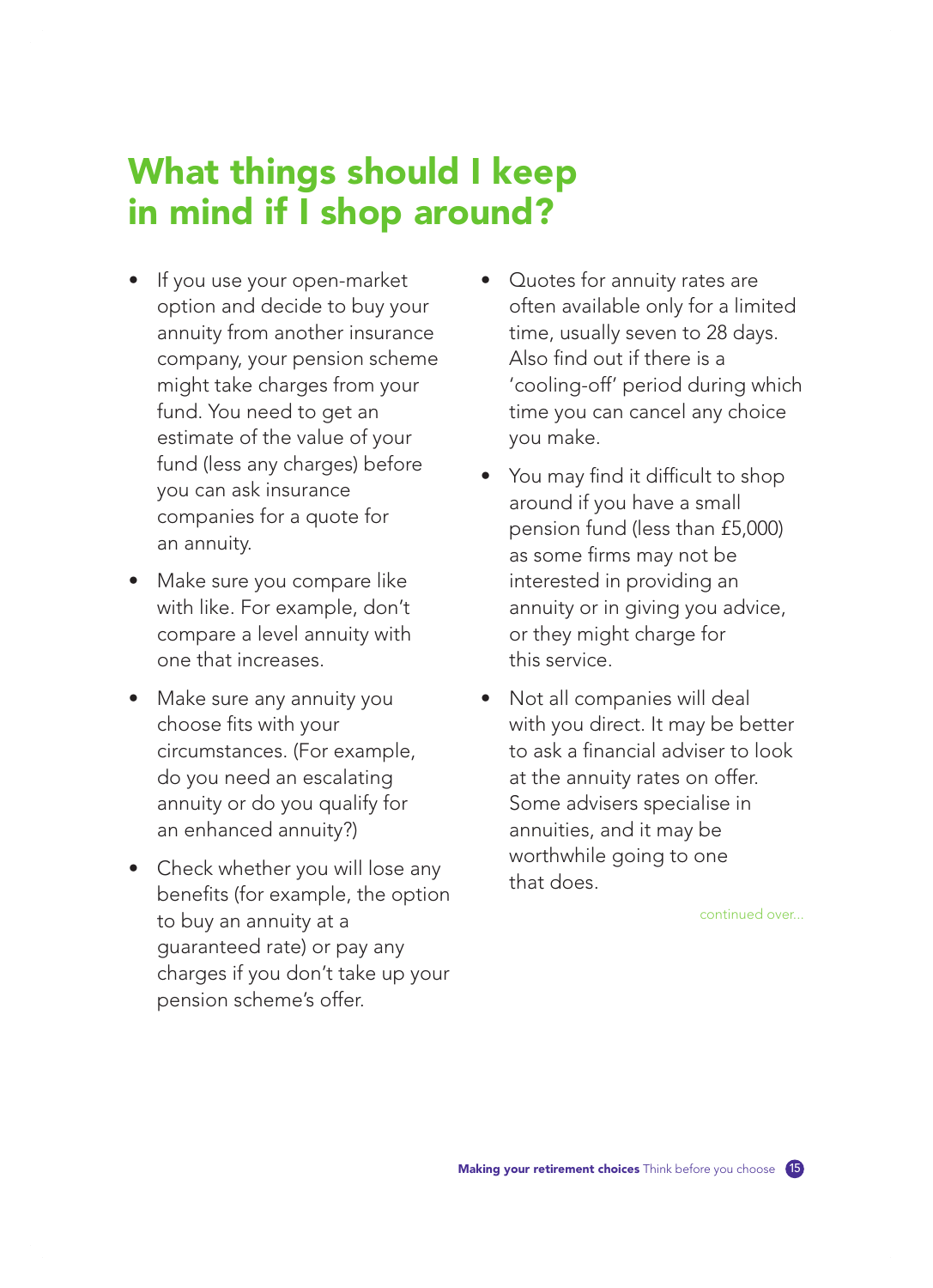# What things should I keep in mind if I shop around?

- If you use your open-market option and decide to buy your annuity from another insurance company, your pension scheme might take charges from your fund. You need to get an estimate of the value of your fund (less any charges) before you can ask insurance companies for a quote for an annuity.
- Make sure you compare like with like. For example, don't compare a level annuity with one that increases.
- Make sure any annuity you choose fits with your circumstances. (For example, do you need an escalating annuity or do you qualify for an enhanced annuity?)
- Check whether you will lose any benefits (for example, the option to buy an annuity at a guaranteed rate) or pay any charges if you don't take up your pension scheme's offer.
- Quotes for annuity rates are often available only for a limited time, usually seven to 28 days. Also find out if there is a 'cooling-off' period during which time you can cancel any choice you make.
- You may find it difficult to shop around if you have a small pension fund (less than £5,000) as some firms may not be interested in providing an annuity or in giving you advice, or they might charge for this service.
- Not all companies will deal with you direct. It may be better to ask a financial adviser to look at the annuity rates on offer. Some advisers specialise in annuities, and it may be worthwhile going to one that does.

continued over...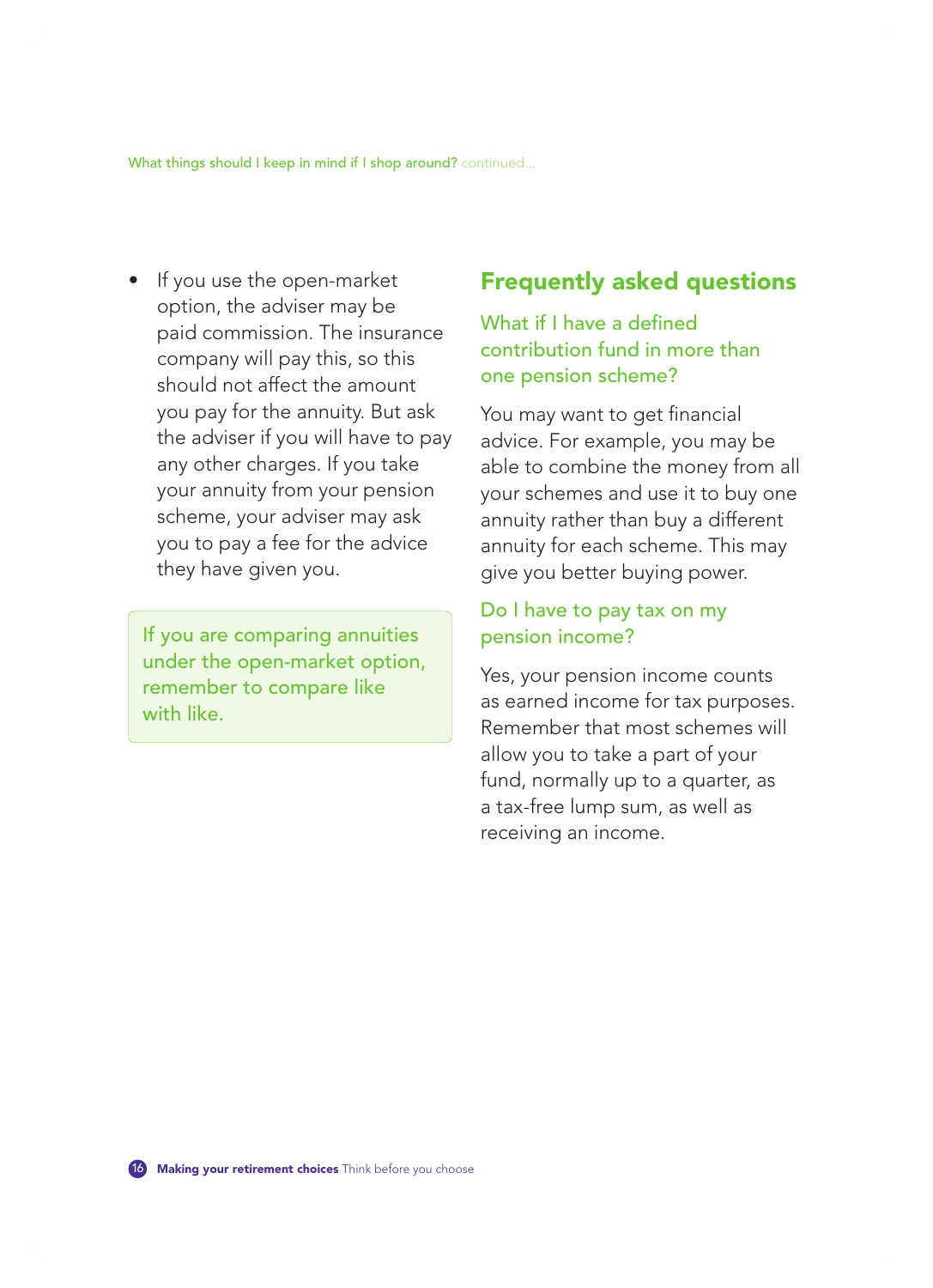What things should I keep in mind if I shop around? continued...

- If you use the open-market option, the adviser may be paid commission. The insurance company will pay this, so this should not affect the amount you pay for the annuity. But ask the adviser if you will have to pay any other charges. If you take your annuity from your pension scheme, your adviser may ask you to pay a fee for the advice they have given you.

> If you are comparing annuities under the open-market option, remember to compare like with like.

## Frequently asked questions

### What if I have a defined contribution fund in more than one pension scheme?

You may want to get financial advice. For example, you may be able to combine the money from all your schemes and use it to buy one annuity rather than buy a different annuity for each scheme. This may give you better buying power.

### Do I have to pay tax on my pension income?

Yes, your pension income counts as earned income for tax purposes. Remember that most schemes will allow you to take a part of your fund, normally up to a quarter, as a tax-free lump sum, as well as receiving an income.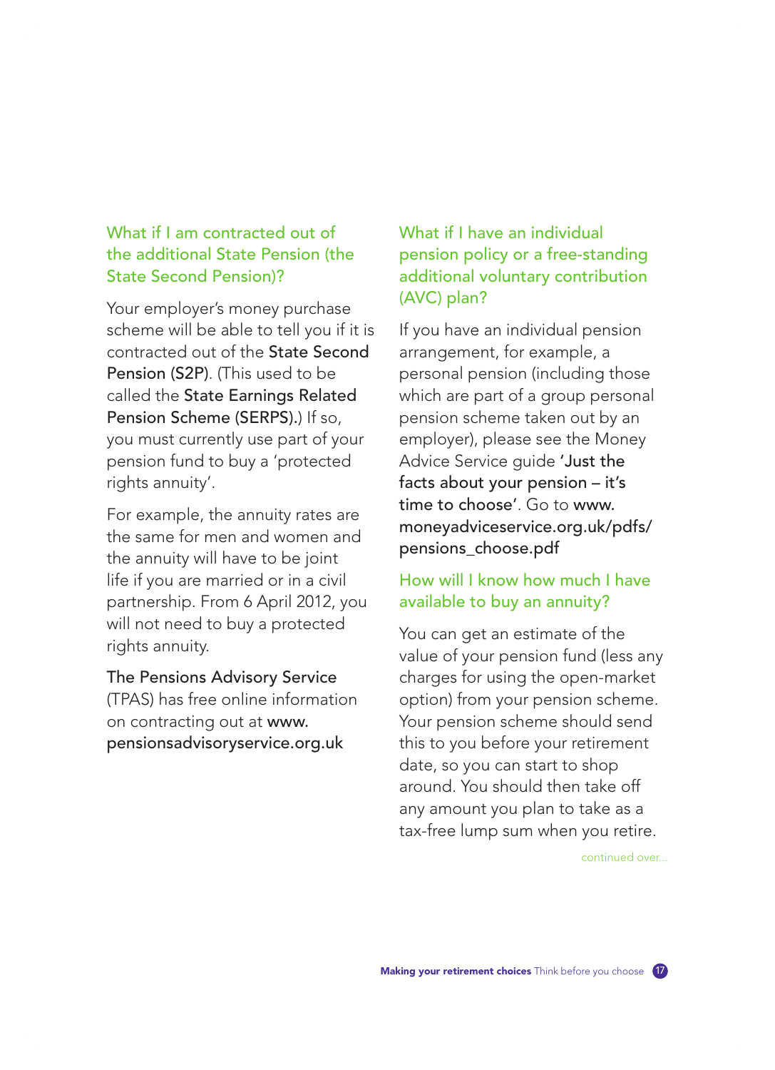### What if I am contracted out of the additional State Pension (the State Second Pension)?

Your employer's money purchase scheme will be able to tell you if it is contracted out of the **State Second Pension (S2P)**. (This used to be called the **State Earnings Related Pension Scheme (SERPS).**) If so, you must currently use part of your pension fund to buy a 'protected rights annuity'.

For example, the annuity rates are the same for men and women and the annuity will have to be joint life if you are married or in a civil partnership. From 6 April 2012, you will not need to buy a protected rights annuity.

**The Pensions Advisory Service** (TPAS) has free online information on contracting out at **www.pensionsadvisoryservice.org.uk**

### What if I have an individual pension policy or a free-standing additional voluntary contribution (AVC) plan?

If you have an individual pension arrangement, for example, a personal pension (including those which are part of a group personal pension scheme taken out by an employer), please see the Money Advice Service guide **'Just the facts about your pension – it's time to choose'**. Go to **www.moneyadviceservice.org.uk/pdfs/pensions_choose.pdf**

### How will I know how much I have available to buy an annuity?

You can get an estimate of the value of your pension fund (less any charges for using the open-market option) from your pension scheme. Your pension scheme should send this to you before your retirement date, so you can start to shop around. You should then take off any amount you plan to take as a tax-free lump sum when you retire.

continued over...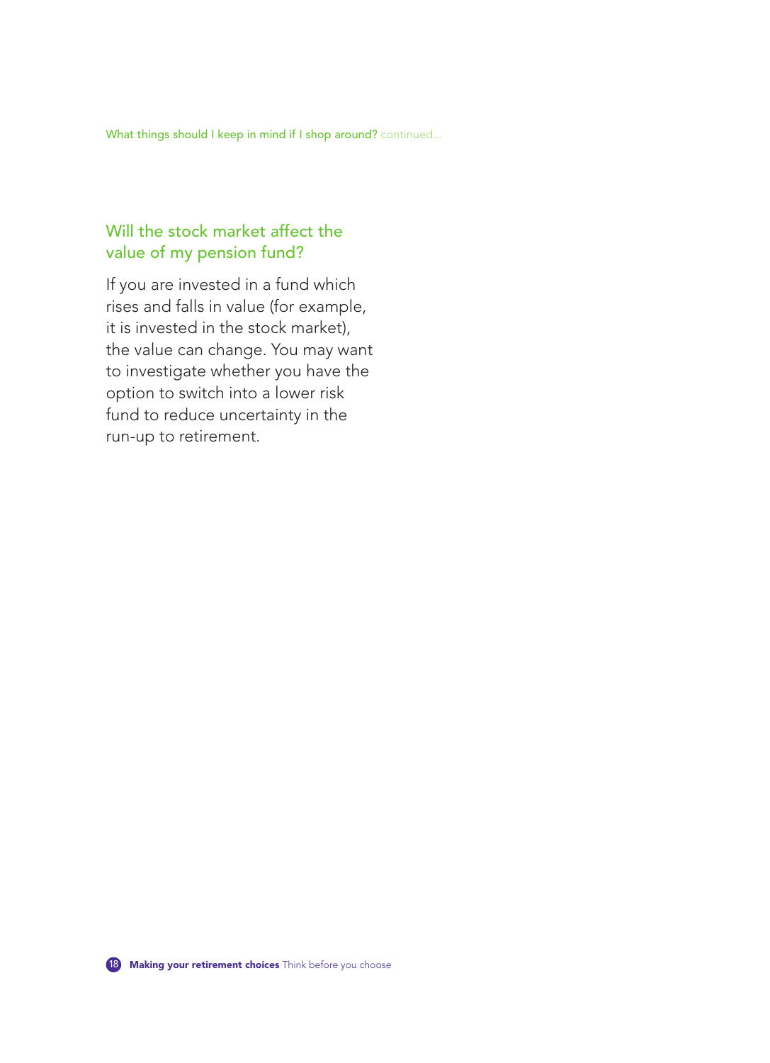## Will the stock market affect the value of my pension fund?

If you are invested in a fund which rises and falls in value (for example, it is invested in the stock market), the value can change. You may want to investigate whether you have the option to switch into a lower risk fund to reduce uncertainty in the run-up to retirement.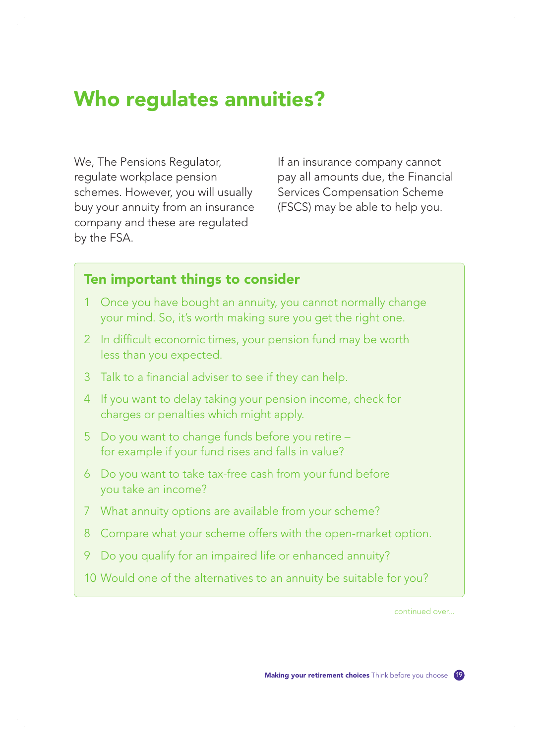# Who regulates annuities?

We, The Pensions Regulator, regulate workplace pension schemes. However, you will usually buy your annuity from an insurance company and these are regulated by the FSA.

If an insurance company cannot pay all amounts due, the Financial Services Compensation Scheme (FSCS) may be able to help you.

## Ten important things to consider

1. Once you have bought an annuity, you cannot normally change your mind. So, it's worth making sure you get the right one.
2. In difficult economic times, your pension fund may be worth less than you expected.
3. Talk to a financial adviser to see if they can help.
4. If you want to delay taking your pension income, check for charges or penalties which might apply.
5. Do you want to change funds before you retire – for example if your fund rises and falls in value?
6. Do you want to take tax-free cash from your fund before you take an income?
7. What annuity options are available from your scheme?
8. Compare what your scheme offers with the open-market option.
9. Do you qualify for an impaired life or enhanced annuity?
10. Would one of the alternatives to an annuity be suitable for you?

continued over...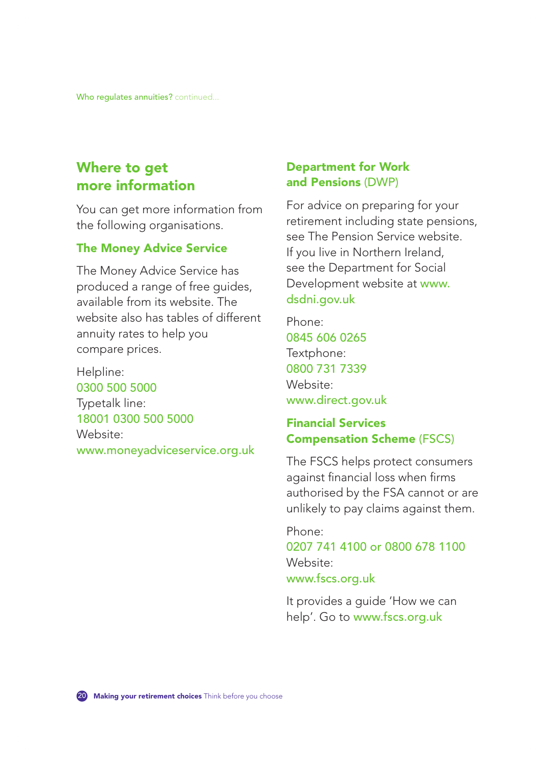## Where to get more information

You can get more information from the following organisations.

### The Money Advice Service

The Money Advice Service has produced a range of free guides, available from its website. The website also has tables of different annuity rates to help you compare prices.

Helpline:
0300 500 5000
Typetalk line:
18001 0300 500 5000
Website:
www.moneyadviceservice.org.uk

### Department for Work and Pensions (DWP)

For advice on preparing for your retirement including state pensions, see The Pension Service website. If you live in Northern Ireland, see the Department for Social Development website at www.dsdni.gov.uk

Phone:
0845 606 0265
Textphone:
0800 731 7339
Website:
www.direct.gov.uk

### Financial Services Compensation Scheme (FSCS)

The FSCS helps protect consumers against financial loss when firms authorised by the FSA cannot or are unlikely to pay claims against them.

Phone:
0207 741 4100 or 0800 678 1100
Website:
www.fscs.org.uk

It provides a guide 'How we can help'. Go to www.fscs.org.uk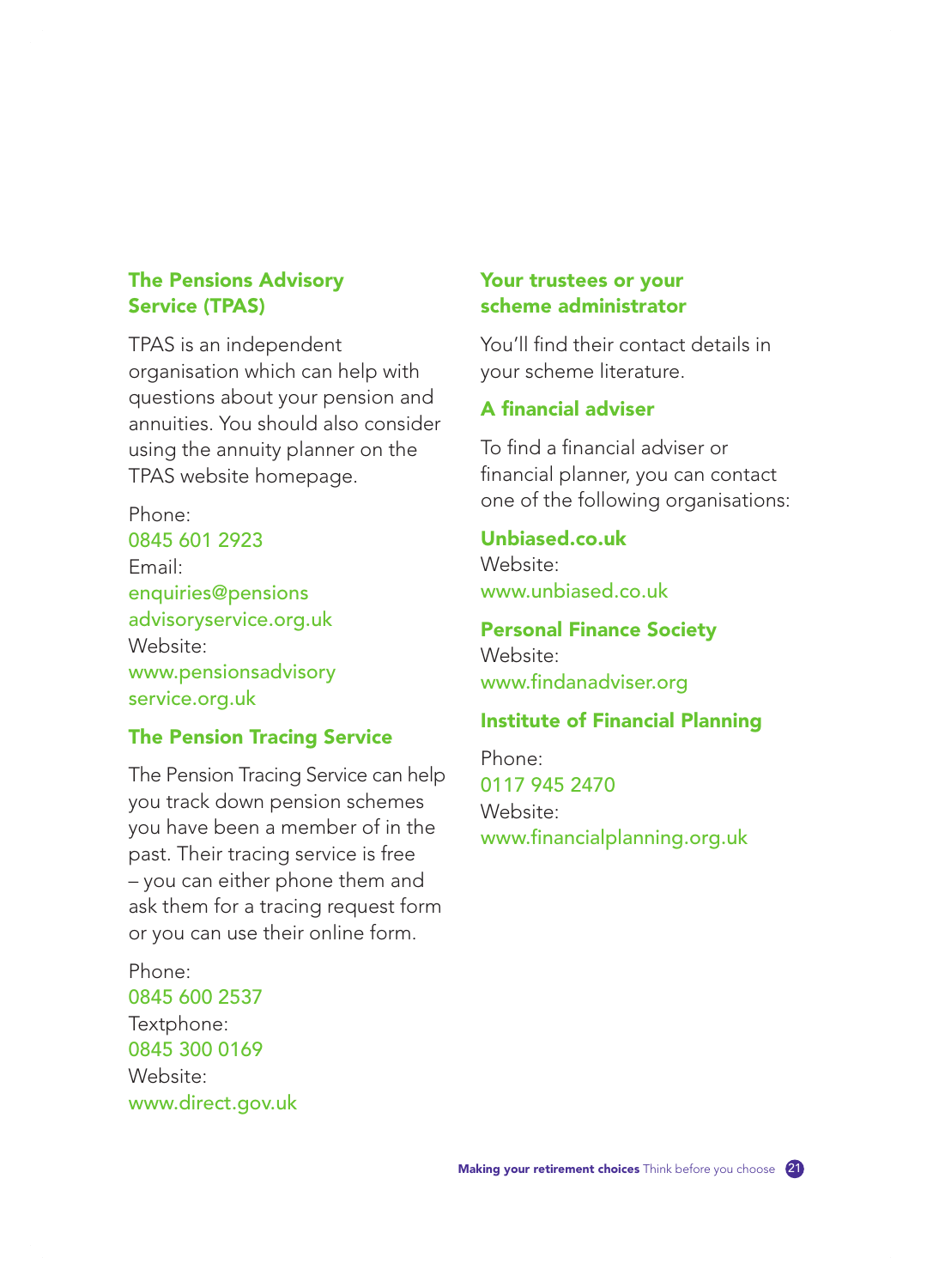### The Pensions Advisory Service (TPAS)

TPAS is an independent organisation which can help with questions about your pension and annuities. You should also consider using the annuity planner on the TPAS website homepage.

Phone:
0845 601 2923
Email:
enquiries@pensionsadvisoryservice.org.uk
Website:
www.pensionsadvisoryservice.org.uk

### The Pension Tracing Service

The Pension Tracing Service can help you track down pension schemes you have been a member of in the past. Their tracing service is free – you can either phone them and ask them for a tracing request form or you can use their online form.

Phone:
0845 600 2537
Textphone:
0845 300 0169
Website:
www.direct.gov.uk

### Your trustees or your scheme administrator

You'll find their contact details in your scheme literature.

### A financial adviser

To find a financial adviser or financial planner, you can contact one of the following organisations:

**Unbiased.co.uk**
Website:
www.unbiased.co.uk

**Personal Finance Society**
Website:
www.findanadviser.org

**Institute of Financial Planning**

Phone:
0117 945 2470
Website:
www.financialplanning.org.uk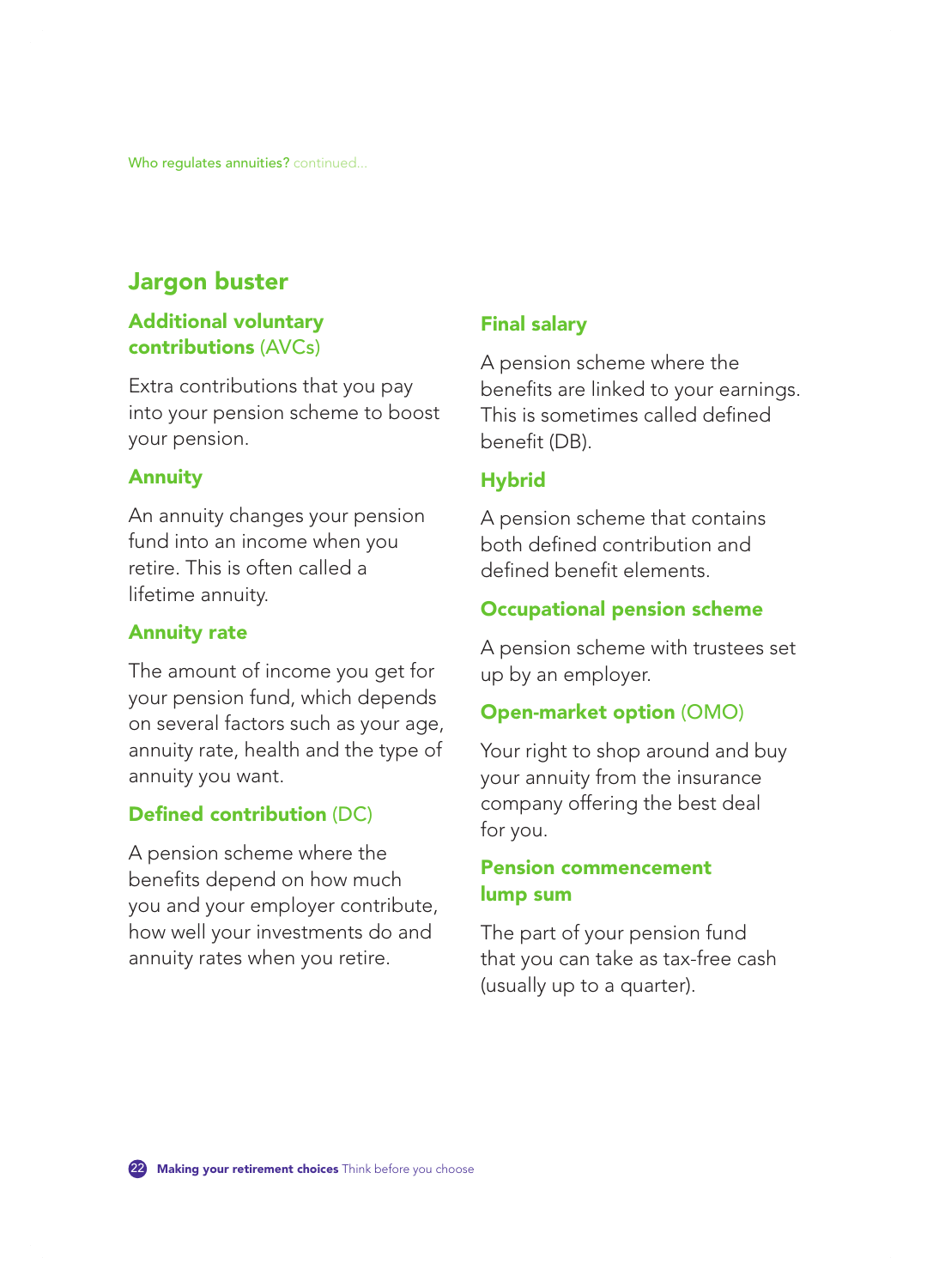Who regulates annuities? continued...

## Jargon buster

### Additional voluntary contributions (AVCs)

Extra contributions that you pay into your pension scheme to boost your pension.

### Annuity

An annuity changes your pension fund into an income when you retire. This is often called a lifetime annuity.

### Annuity rate

The amount of income you get for your pension fund, which depends on several factors such as your age, annuity rate, health and the type of annuity you want.

### Defined contribution (DC)

A pension scheme where the benefits depend on how much you and your employer contribute, how well your investments do and annuity rates when you retire.

### Final salary

A pension scheme where the benefits are linked to your earnings. This is sometimes called defined benefit (DB).

### Hybrid

A pension scheme that contains both defined contribution and defined benefit elements.

### Occupational pension scheme

A pension scheme with trustees set up by an employer.

### Open-market option (OMO)

Your right to shop around and buy your annuity from the insurance company offering the best deal for you.

### Pension commencement lump sum

The part of your pension fund that you can take as tax-free cash (usually up to a quarter).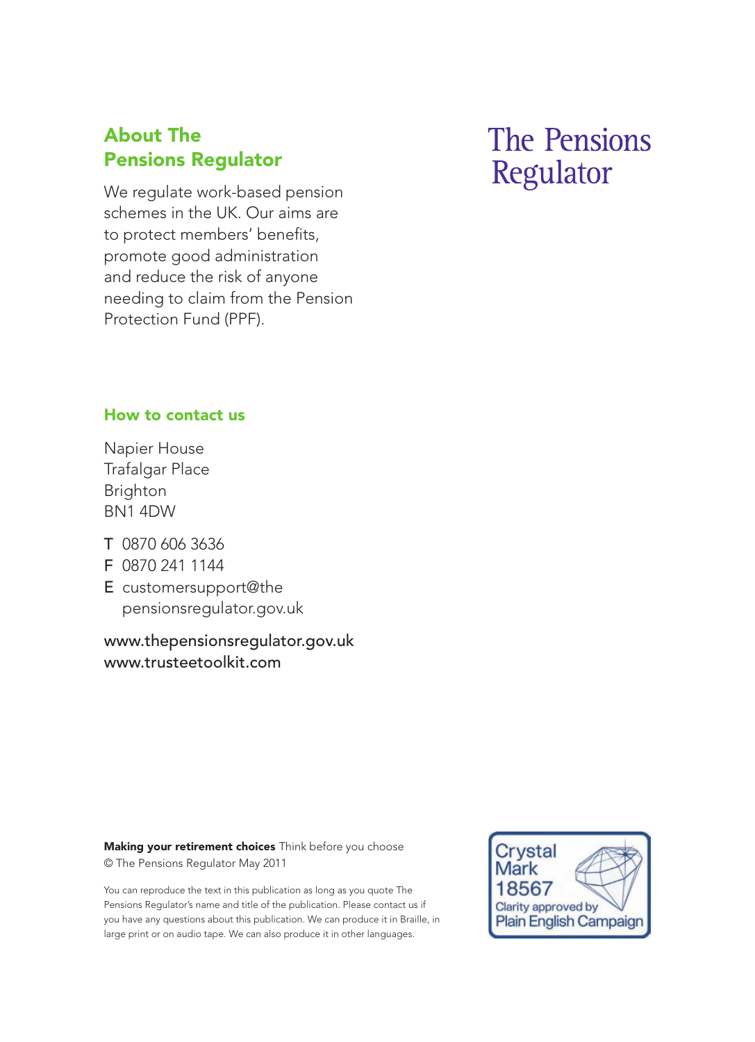## About The Pensions Regulator

We regulate work-based pension schemes in the UK. Our aims are to protect members' benefits, promote good administration and reduce the risk of anyone needing to claim from the Pension Protection Fund (PPF).

The Pensions Regulator

### How to contact us

Napier House
Trafalgar Place
Brighton
BN1 4DW

T 0870 606 3636
F 0870 241 1144
E customersupport@thepensionsregulator.gov.uk

www.thepensionsregulator.gov.uk
www.trusteetoolkit.com

**Making your retirement choices** Think before you choose
© The Pensions Regulator May 2011

You can reproduce the text in this publication as long as you quote The Pensions Regulator's name and title of the publication. Please contact us if you have any questions about this publication. We can produce it in Braille, in large print or on audio tape. We can also produce it in other languages.

Crystal Mark 18567
Clarity approved by Plain English Campaign